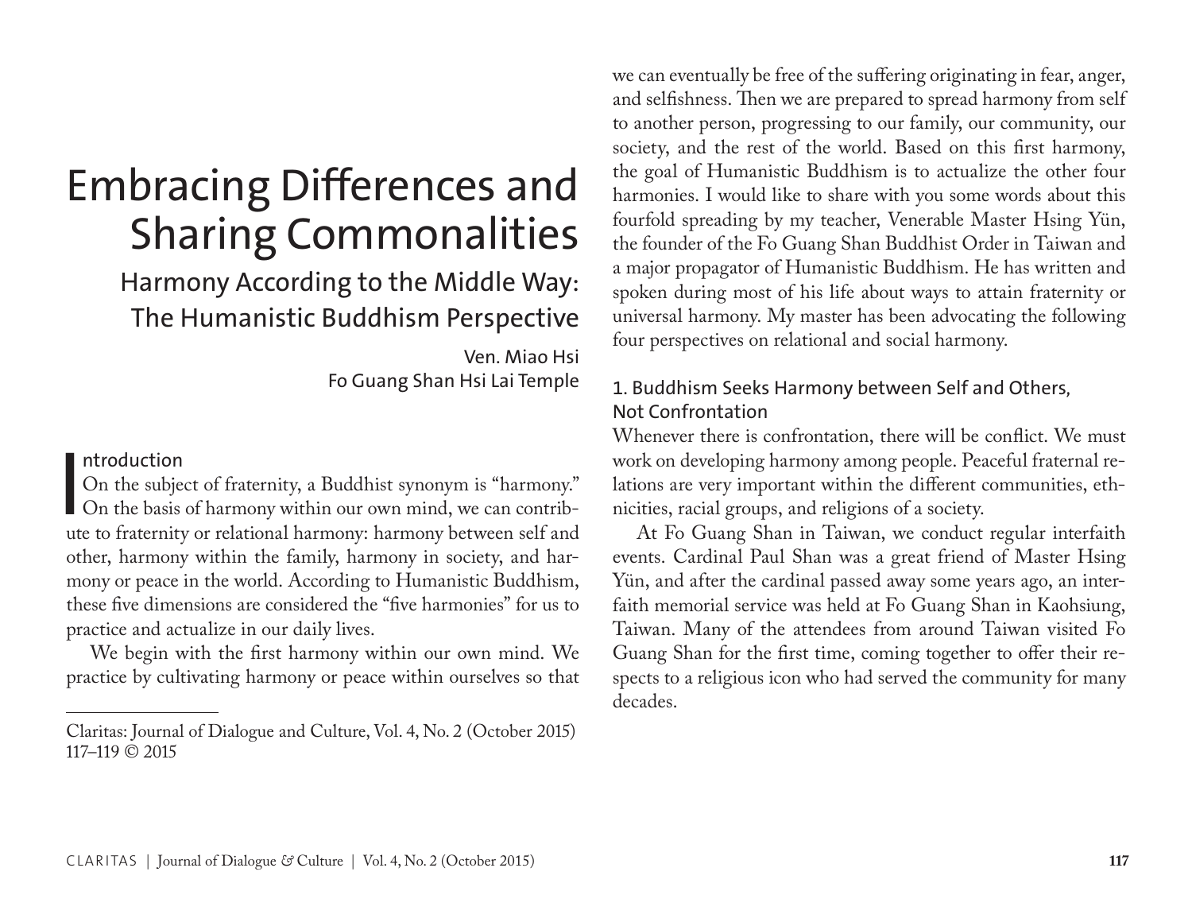# Embracing Differences and Sharing Commonalities

## Harmony According to the Middle Way: The Humanistic Buddhism Perspective

Ven. Miao Hsi
Fo Guang Shan Hsi Lai Temple

### Introduction

On the subject of fraternity, a Buddhist synonym is "harmony." On the basis of harmony within our own mind, we can contribute to fraternity or relational harmony: harmony between self and other, harmony within the family, harmony in society, and harmony or peace in the world. According to Humanistic Buddhism, these five dimensions are considered the "five harmonies" for us to practice and actualize in our daily lives.

We begin with the first harmony within our own mind. We practice by cultivating harmony or peace within ourselves so that we can eventually be free of the suffering originating in fear, anger, and selfishness. Then we are prepared to spread harmony from self to another person, progressing to our family, our community, our society, and the rest of the world. Based on this first harmony, the goal of Humanistic Buddhism is to actualize the other four harmonies. I would like to share with you some words about this fourfold spreading by my teacher, Venerable Master Hsing Yün, the founder of the Fo Guang Shan Buddhist Order in Taiwan and a major propagator of Humanistic Buddhism. He has written and spoken during most of his life about ways to attain fraternity or universal harmony. My master has been advocating the following four perspectives on relational and social harmony.

### 1. Buddhism Seeks Harmony between Self and Others, Not Confrontation

Whenever there is confrontation, there will be conflict. We must work on developing harmony among people. Peaceful fraternal relations are very important within the different communities, ethnicities, racial groups, and religions of a society.

At Fo Guang Shan in Taiwan, we conduct regular interfaith events. Cardinal Paul Shan was a great friend of Master Hsing Yün, and after the cardinal passed away some years ago, an interfaith memorial service was held at Fo Guang Shan in Kaohsiung, Taiwan. Many of the attendees from around Taiwan visited Fo Guang Shan for the first time, coming together to offer their respects to a religious icon who had served the community for many decades.

---

Claritas: Journal of Dialogue and Culture, Vol. 4, No. 2 (October 2015) 117–119 © 2015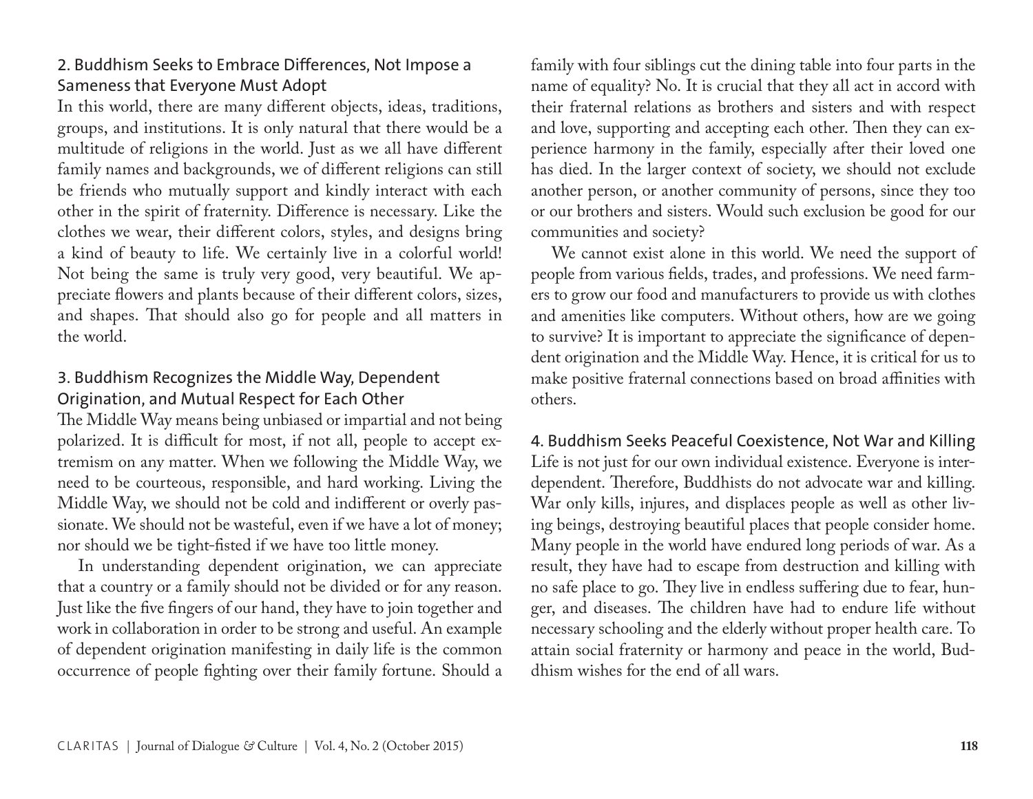## 2. Buddhism Seeks to Embrace Differences, Not Impose a Sameness that Everyone Must Adopt

In this world, there are many different objects, ideas, traditions, groups, and institutions. It is only natural that there would be a multitude of religions in the world. Just as we all have different family names and backgrounds, we of different religions can still be friends who mutually support and kindly interact with each other in the spirit of fraternity. Difference is necessary. Like the clothes we wear, their different colors, styles, and designs bring a kind of beauty to life. We certainly live in a colorful world! Not being the same is truly very good, very beautiful. We appreciate flowers and plants because of their different colors, sizes, and shapes. That should also go for people and all matters in the world.

## 3. Buddhism Recognizes the Middle Way, Dependent Origination, and Mutual Respect for Each Other

The Middle Way means being unbiased or impartial and not being polarized. It is difficult for most, if not all, people to accept extremism on any matter. When we following the Middle Way, we need to be courteous, responsible, and hard working. Living the Middle Way, we should not be cold and indifferent or overly passionate. We should not be wasteful, even if we have a lot of money; nor should we be tight-fisted if we have too little money.

In understanding dependent origination, we can appreciate that a country or a family should not be divided or for any reason. Just like the five fingers of our hand, they have to join together and work in collaboration in order to be strong and useful. An example of dependent origination manifesting in daily life is the common occurrence of people fighting over their family fortune. Should a family with four siblings cut the dining table into four parts in the name of equality? No. It is crucial that they all act in accord with their fraternal relations as brothers and sisters and with respect and love, supporting and accepting each other. Then they can experience harmony in the family, especially after their loved one has died. In the larger context of society, we should not exclude another person, or another community of persons, since they too or our brothers and sisters. Would such exclusion be good for our communities and society?

We cannot exist alone in this world. We need the support of people from various fields, trades, and professions. We need farmers to grow our food and manufacturers to provide us with clothes and amenities like computers. Without others, how are we going to survive? It is important to appreciate the significance of dependent origination and the Middle Way. Hence, it is critical for us to make positive fraternal connections based on broad affinities with others.

## 4. Buddhism Seeks Peaceful Coexistence, Not War and Killing

Life is not just for our own individual existence. Everyone is interdependent. Therefore, Buddhists do not advocate war and killing. War only kills, injures, and displaces people as well as other living beings, destroying beautiful places that people consider home. Many people in the world have endured long periods of war. As a result, they have had to escape from destruction and killing with no safe place to go. They live in endless suffering due to fear, hunger, and diseases. The children have had to endure life without necessary schooling and the elderly without proper health care. To attain social fraternity or harmony and peace in the world, Buddhism wishes for the end of all wars.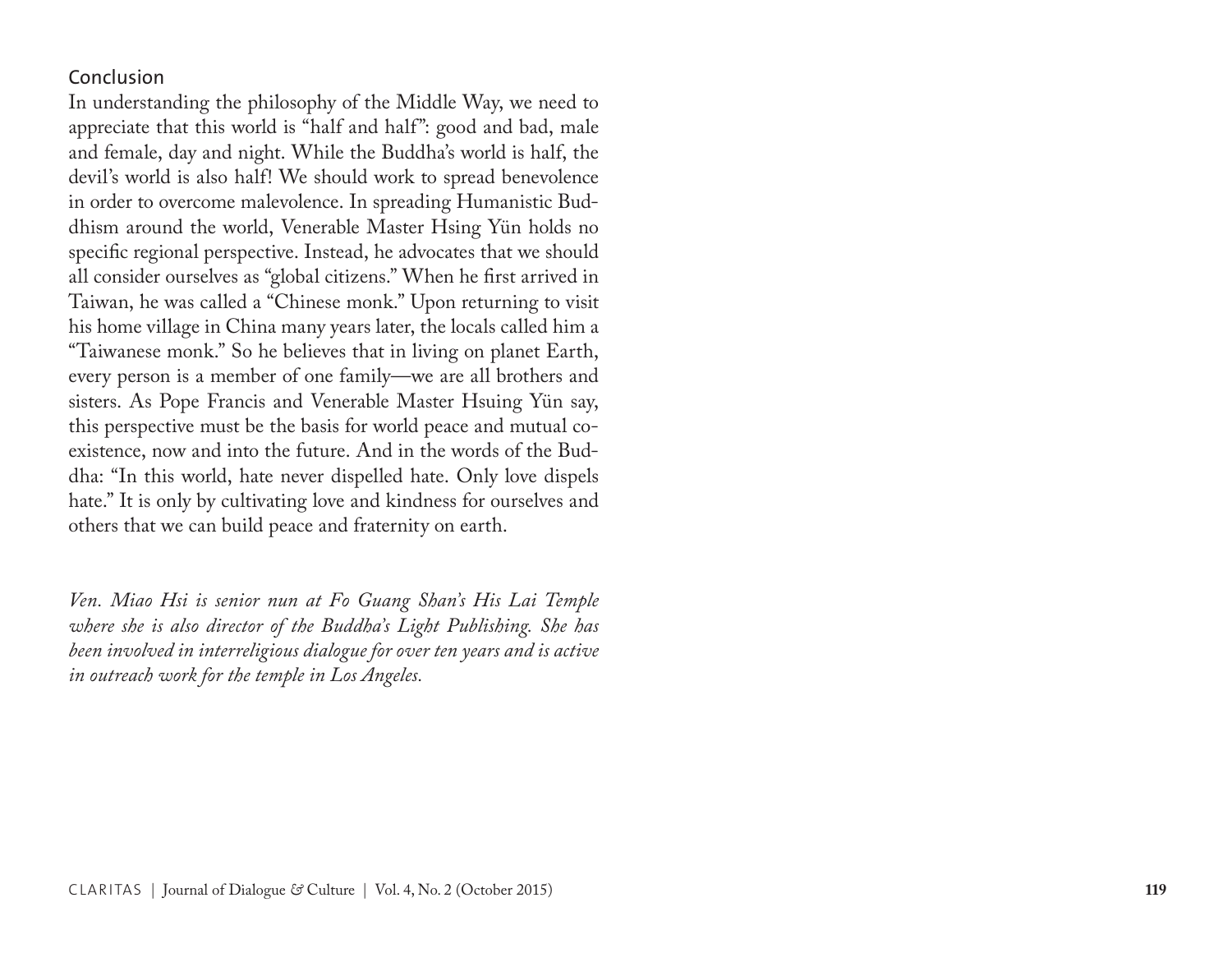## Conclusion

In understanding the philosophy of the Middle Way, we need to appreciate that this world is "half and half": good and bad, male and female, day and night. While the Buddha's world is half, the devil's world is also half! We should work to spread benevolence in order to overcome malevolence. In spreading Humanistic Buddhism around the world, Venerable Master Hsing Yün holds no specific regional perspective. Instead, he advocates that we should all consider ourselves as "global citizens." When he first arrived in Taiwan, he was called a "Chinese monk." Upon returning to visit his home village in China many years later, the locals called him a "Taiwanese monk." So he believes that in living on planet Earth, every person is a member of one family—we are all brothers and sisters. As Pope Francis and Venerable Master Hsuing Yün say, this perspective must be the basis for world peace and mutual coexistence, now and into the future. And in the words of the Buddha: "In this world, hate never dispelled hate. Only love dispels hate." It is only by cultivating love and kindness for ourselves and others that we can build peace and fraternity on earth.

*Ven. Miao Hsi is senior nun at Fo Guang Shan's His Lai Temple where she is also director of the Buddha's Light Publishing. She has been involved in interreligious dialogue for over ten years and is active in outreach work for the temple in Los Angeles.*